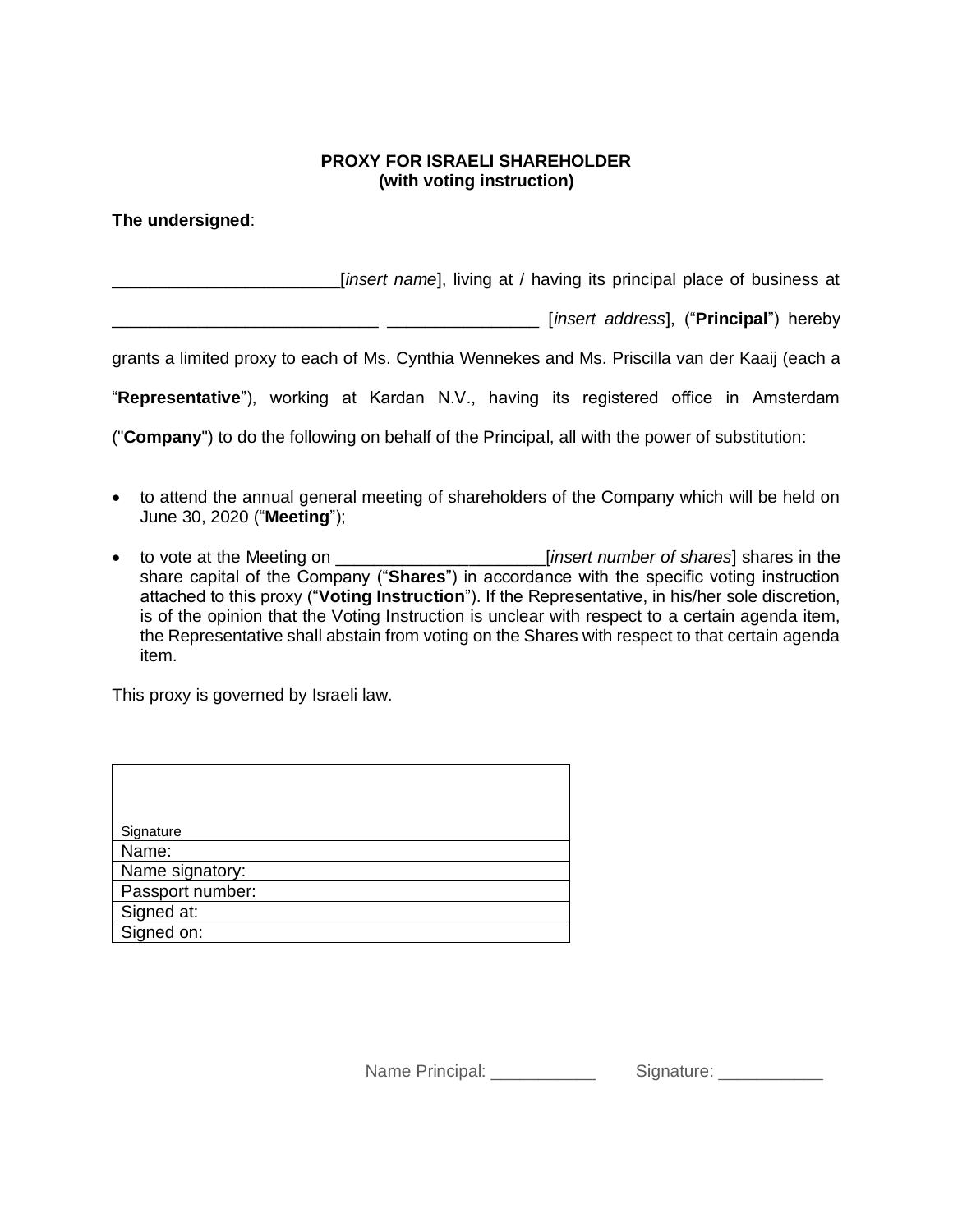**PROXY FOR ISRAELI SHAREHOLDER**
**(with voting instruction)**

**The undersigned**:

_______________________[*insert name*], living at / having its principal place of business at ___________________________ _______________ [*insert address*], ("**Principal**") hereby grants a limited proxy to each of Ms. Cynthia Wennekes and Ms. Priscilla van der Kaaij (each a "**Representative**"), working at Kardan N.V., having its registered office in Amsterdam ("**Company**") to do the following on behalf of the Principal, all with the power of substitution:

- to attend the annual general meeting of shareholders of the Company which will be held on June 30, 2020 ("**Meeting**");
- to vote at the Meeting on _____________________[*insert number of shares*] shares in the share capital of the Company ("**Shares**") in accordance with the specific voting instruction attached to this proxy ("**Voting Instruction**"). If the Representative, in his/her sole discretion, is of the opinion that the Voting Instruction is unclear with respect to a certain agenda item, the Representative shall abstain from voting on the Shares with respect to that certain agenda item.

This proxy is governed by Israeli law.

| Signature |
|---|
| Name: |
| Name signatory: |
| Passport number: |
| Signed at: |
| Signed on: |

Name Principal: ___________ Signature: ___________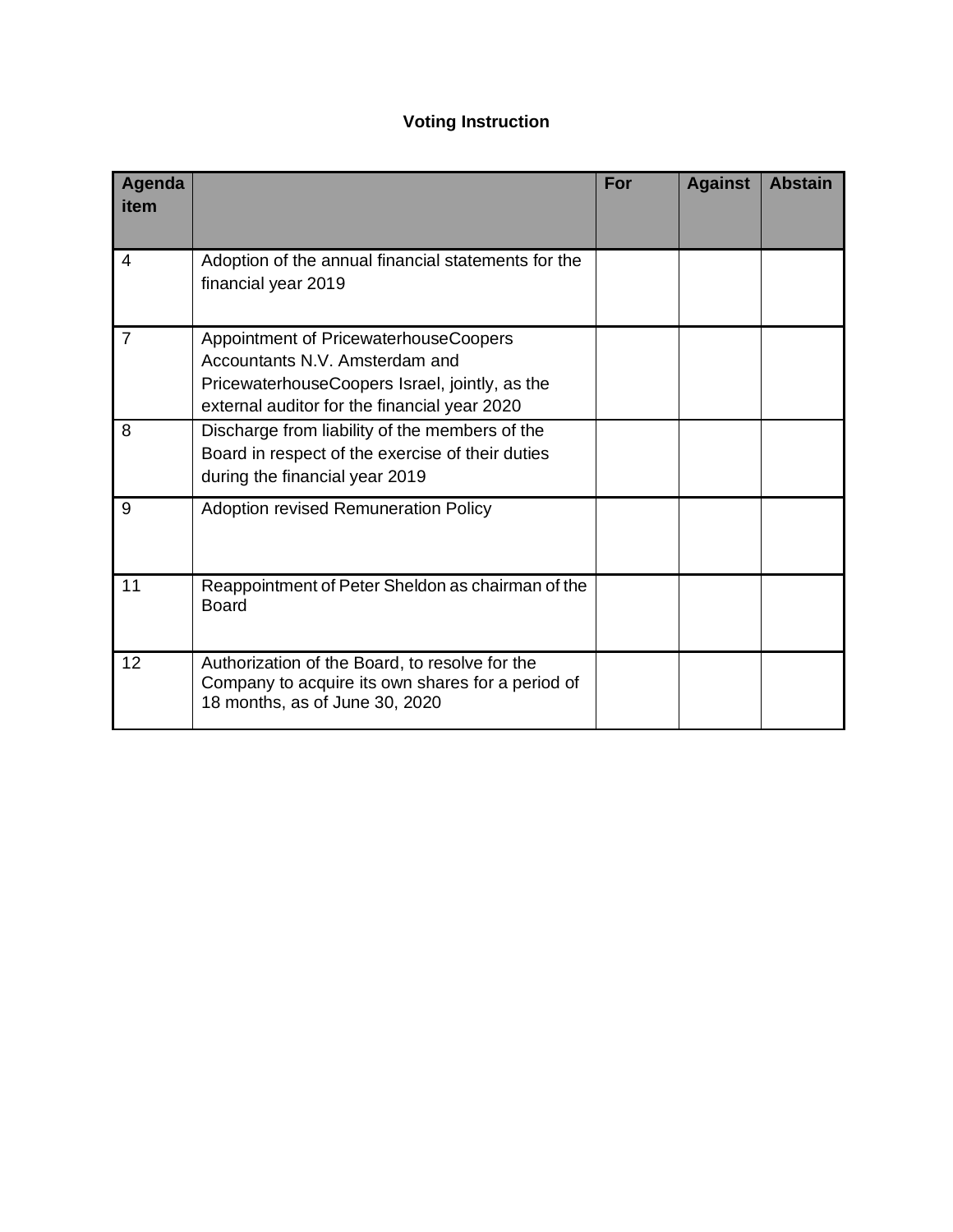**Voting Instruction**

| Agenda item | | For | Against | Abstain |
|---|---|---|---|---|
| 4 | Adoption of the annual financial statements for the financial year 2019 | | | |
| 7 | Appointment of PricewaterhouseCoopers Accountants N.V. Amsterdam and PricewaterhouseCoopers Israel, jointly, as the external auditor for the financial year 2020 | | | |
| 8 | Discharge from liability of the members of the Board in respect of the exercise of their duties during the financial year 2019 | | | |
| 9 | Adoption revised Remuneration Policy | | | |
| 11 | Reappointment of Peter Sheldon as chairman of the Board | | | |
| 12 | Authorization of the Board, to resolve for the Company to acquire its own shares for a period of 18 months, as of June 30, 2020 | | | |